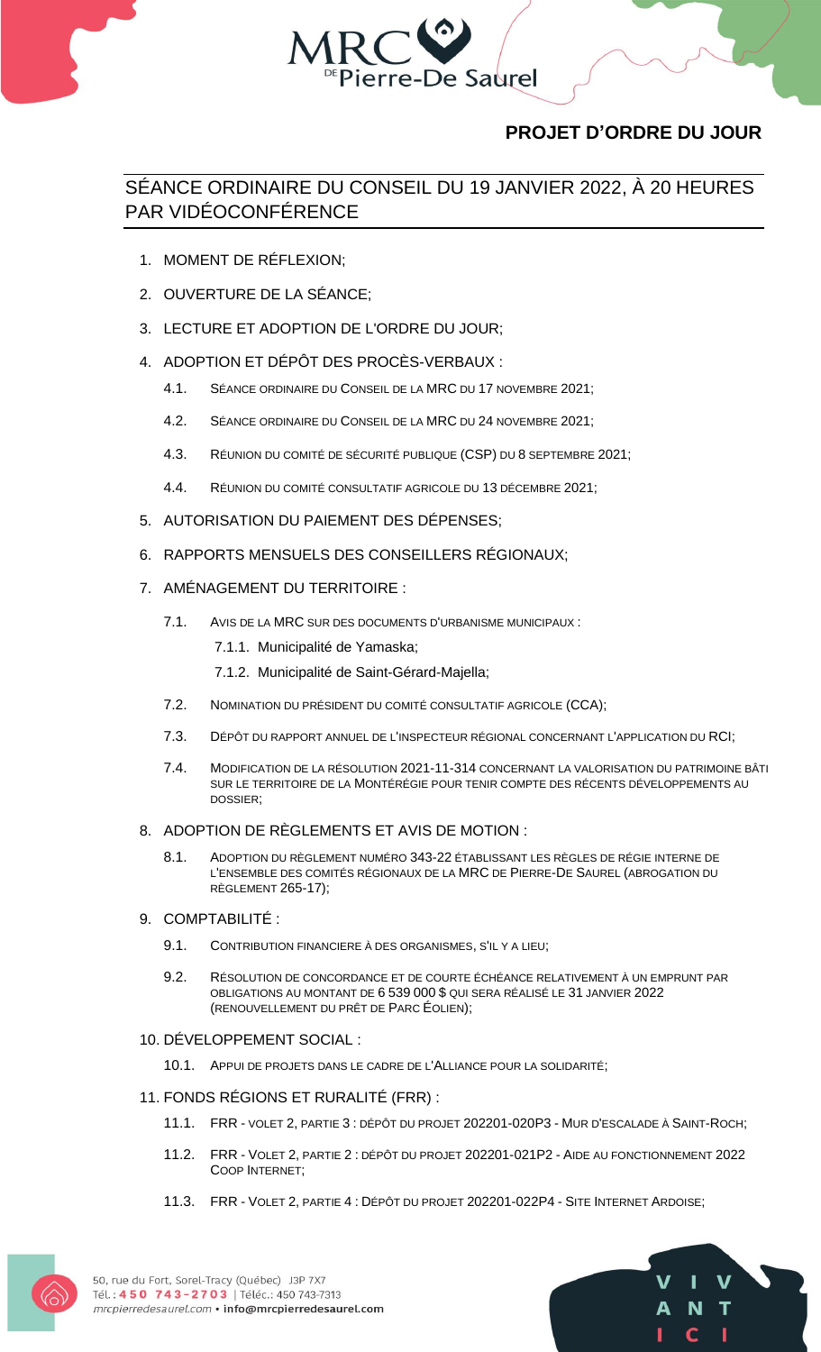# PROJET D'ORDRE DU JOUR

## SÉANCE ORDINAIRE DU CONSEIL DU 19 JANVIER 2022, À 20 HEURES PAR VIDÉOCONFÉRENCE

1. MOMENT DE RÉFLEXION;
2. OUVERTURE DE LA SÉANCE;
3. LECTURE ET ADOPTION DE L'ORDRE DU JOUR;
4. ADOPTION ET DÉPÔT DES PROCÈS-VERBAUX :
   - 4.1. SÉANCE ORDINAIRE DU CONSEIL DE LA MRC DU 17 NOVEMBRE 2021;
   - 4.2. SÉANCE ORDINAIRE DU CONSEIL DE LA MRC DU 24 NOVEMBRE 2021;
   - 4.3. RÉUNION DU COMITÉ DE SÉCURITÉ PUBLIQUE (CSP) DU 8 SEPTEMBRE 2021;
   - 4.4. RÉUNION DU COMITÉ CONSULTATIF AGRICOLE DU 13 DÉCEMBRE 2021;
5. AUTORISATION DU PAIEMENT DES DÉPENSES;
6. RAPPORTS MENSUELS DES CONSEILLERS RÉGIONAUX;
7. AMÉNAGEMENT DU TERRITOIRE :
   - 7.1. AVIS DE LA MRC SUR DES DOCUMENTS D'URBANISME MUNICIPAUX :
     - 7.1.1. Municipalité de Yamaska;
     - 7.1.2. Municipalité de Saint-Gérard-Majella;
   - 7.2. NOMINATION DU PRÉSIDENT DU COMITÉ CONSULTATIF AGRICOLE (CCA);
   - 7.3. DÉPÔT DU RAPPORT ANNUEL DE L'INSPECTEUR RÉGIONAL CONCERNANT L'APPLICATION DU RCI;
   - 7.4. MODIFICATION DE LA RÉSOLUTION 2021-11-314 CONCERNANT LA VALORISATION DU PATRIMOINE BÂTI SUR LE TERRITOIRE DE LA MONTÉRÉGIE POUR TENIR COMPTE DES RÉCENTS DÉVELOPPEMENTS AU DOSSIER;
8. ADOPTION DE RÈGLEMENTS ET AVIS DE MOTION :
   - 8.1. ADOPTION DU RÈGLEMENT NUMÉRO 343-22 ÉTABLISSANT LES RÈGLES DE RÉGIE INTERNE DE L'ENSEMBLE DES COMITÉS RÉGIONAUX DE LA MRC DE PIERRE-DE SAUREL (ABROGATION DU RÈGLEMENT 265-17);
9. COMPTABILITÉ :
   - 9.1. CONTRIBUTION FINANCIERE À DES ORGANISMES, S'IL Y A LIEU;
   - 9.2. RÉSOLUTION DE CONCORDANCE ET DE COURTE ÉCHÉANCE RELATIVEMENT À UN EMPRUNT PAR OBLIGATIONS AU MONTANT DE 6 539 000 $ QUI SERA RÉALISÉ LE 31 JANVIER 2022 (RENOUVELLEMENT DU PRÊT DE PARC ÉOLIEN);
10. DÉVELOPPEMENT SOCIAL :
    - 10.1. APPUI DE PROJETS DANS LE CADRE DE L'ALLIANCE POUR LA SOLIDARITÉ;
11. FONDS RÉGIONS ET RURALITÉ (FRR) :
    - 11.1. FRR - VOLET 2, PARTIE 3 : DÉPÔT DU PROJET 202201-020P3 - MUR D'ESCALADE À SAINT-ROCH;
    - 11.2. FRR - VOLET 2, PARTIE 2 : DÉPÔT DU PROJET 202201-021P2 - AIDE AU FONCTIONNEMENT 2022 COOP INTERNET;
    - 11.3. FRR - VOLET 2, PARTIE 4 : DÉPÔT DU PROJET 202201-022P4 - SITE INTERNET ARDOISE;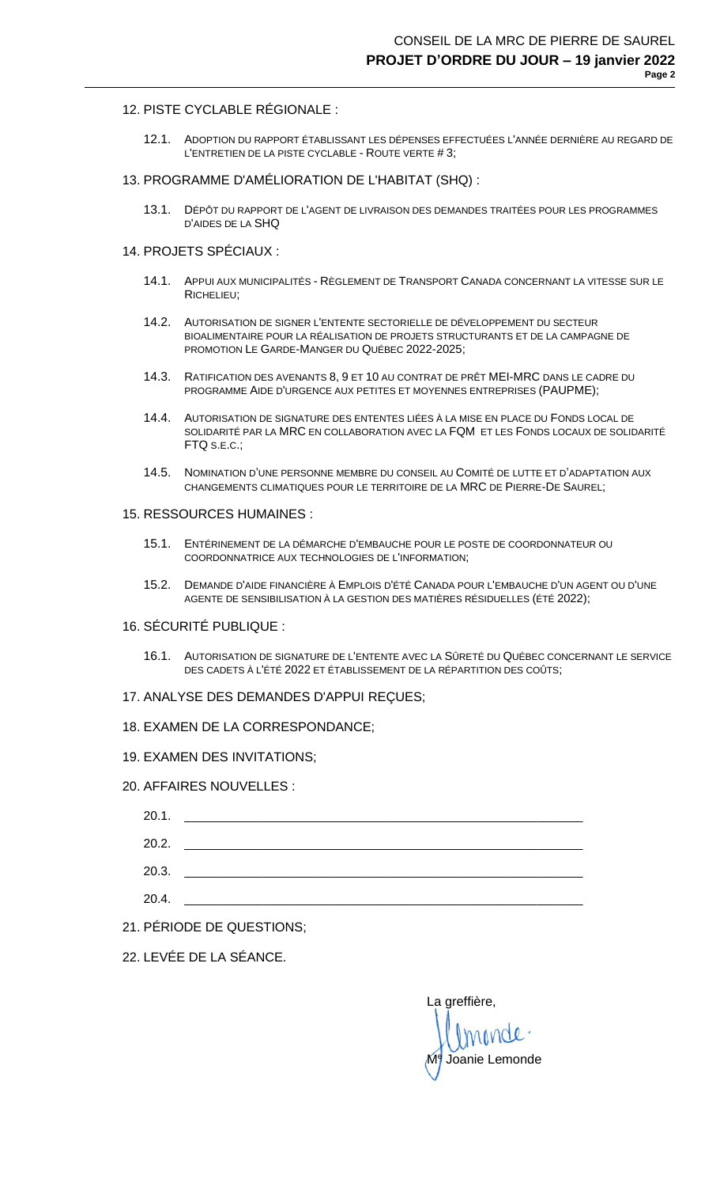12. PISTE CYCLABLE RÉGIONALE :

    12.1. ADOPTION DU RAPPORT ÉTABLISSANT LES DÉPENSES EFFECTUÉES L'ANNÉE DERNIÈRE AU REGARD DE L'ENTRETIEN DE LA PISTE CYCLABLE - ROUTE VERTE # 3;

13. PROGRAMME D'AMÉLIORATION DE L'HABITAT (SHQ) :

    13.1. DÉPÔT DU RAPPORT DE L'AGENT DE LIVRAISON DES DEMANDES TRAITÉES POUR LES PROGRAMMES D'AIDES DE LA SHQ

14. PROJETS SPÉCIAUX :

    14.1. APPUI AUX MUNICIPALITÉS - RÈGLEMENT DE TRANSPORT CANADA CONCERNANT LA VITESSE SUR LE RICHELIEU;

    14.2. AUTORISATION DE SIGNER L'ENTENTE SECTORIELLE DE DÉVELOPPEMENT DU SECTEUR BIOALIMENTAIRE POUR LA RÉALISATION DE PROJETS STRUCTURANTS ET DE LA CAMPAGNE DE PROMOTION LE GARDE-MANGER DU QUÉBEC 2022-2025;

    14.3. RATIFICATION DES AVENANTS 8, 9 ET 10 AU CONTRAT DE PRÊT MEI-MRC DANS LE CADRE DU PROGRAMME AIDE D'URGENCE AUX PETITES ET MOYENNES ENTREPRISES (PAUPME);

    14.4. AUTORISATION DE SIGNATURE DES ENTENTES LIÉES À LA MISE EN PLACE DU FONDS LOCAL DE SOLIDARITÉ PAR LA MRC EN COLLABORATION AVEC LA FQM ET LES FONDS LOCAUX DE SOLIDARITÉ FTQ S.E.C.;

    14.5. NOMINATION D'UNE PERSONNE MEMBRE DU CONSEIL AU COMITÉ DE LUTTE ET D'ADAPTATION AUX CHANGEMENTS CLIMATIQUES POUR LE TERRITOIRE DE LA MRC DE PIERRE-DE SAUREL;

15. RESSOURCES HUMAINES :

    15.1. ENTÉRINEMENT DE LA DÉMARCHE D'EMBAUCHE POUR LE POSTE DE COORDONNATEUR OU COORDONNATRICE AUX TECHNOLOGIES DE L'INFORMATION;

    15.2. DEMANDE D'AIDE FINANCIÈRE À EMPLOIS D'ÉTÉ CANADA POUR L'EMBAUCHE D'UN AGENT OU D'UNE AGENTE DE SENSIBILISATION À LA GESTION DES MATIÈRES RÉSIDUELLES (ÉTÉ 2022);

16. SÉCURITÉ PUBLIQUE :

    16.1. AUTORISATION DE SIGNATURE DE L'ENTENTE AVEC LA SÛRETÉ DU QUÉBEC CONCERNANT LE SERVICE DES CADETS À L'ÉTÉ 2022 ET ÉTABLISSEMENT DE LA RÉPARTITION DES COÛTS;

17. ANALYSE DES DEMANDES D'APPUI REÇUES;

18. EXAMEN DE LA CORRESPONDANCE;

19. EXAMEN DES INVITATIONS;

20. AFFAIRES NOUVELLES :

    20.1. ____________________________________________

    20.2. ____________________________________________

    20.3. ____________________________________________

    20.4. ____________________________________________

21. PÉRIODE DE QUESTIONS;

22. LEVÉE DE LA SÉANCE.

La greffière,

Me Joanie Lemonde